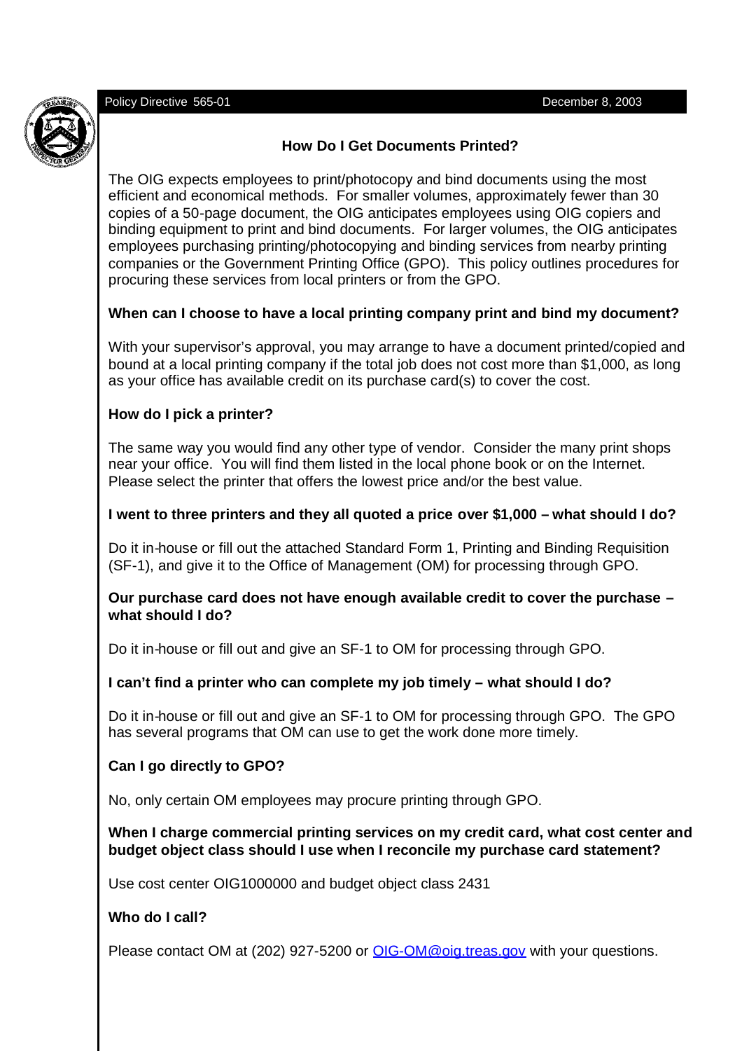Policy Directive 565-01 December 8, 2003

# How Do I Get Documents Printed?

The OIG expects employees to print/photocopy and bind documents using the most efficient and economical methods. For smaller volumes, approximately fewer than 30 copies of a 50-page document, the OIG anticipates employees using OIG copiers and binding equipment to print and bind documents. For larger volumes, the OIG anticipates employees purchasing printing/photocopying and binding services from nearby printing companies or the Government Printing Office (GPO). This policy outlines procedures for procuring these services from local printers or from the GPO.

**When can I choose to have a local printing company print and bind my document?**

With your supervisor's approval, you may arrange to have a document printed/copied and bound at a local printing company if the total job does not cost more than $1,000, as long as your office has available credit on its purchase card(s) to cover the cost.

**How do I pick a printer?**

The same way you would find any other type of vendor. Consider the many print shops near your office. You will find them listed in the local phone book or on the Internet. Please select the printer that offers the lowest price and/or the best value.

**I went to three printers and they all quoted a price over $1,000 – what should I do?**

Do it in-house or fill out the attached Standard Form 1, Printing and Binding Requisition (SF-1), and give it to the Office of Management (OM) for processing through GPO.

**Our purchase card does not have enough available credit to cover the purchase – what should I do?**

Do it in-house or fill out and give an SF-1 to OM for processing through GPO.

**I can't find a printer who can complete my job timely – what should I do?**

Do it in-house or fill out and give an SF-1 to OM for processing through GPO. The GPO has several programs that OM can use to get the work done more timely.

**Can I go directly to GPO?**

No, only certain OM employees may procure printing through GPO.

**When I charge commercial printing services on my credit card, what cost center and budget object class should I use when I reconcile my purchase card statement?**

Use cost center OIG1000000 and budget object class 2431

**Who do I call?**

Please contact OM at (202) 927-5200 or OIG-OM@oig.treas.gov with your questions.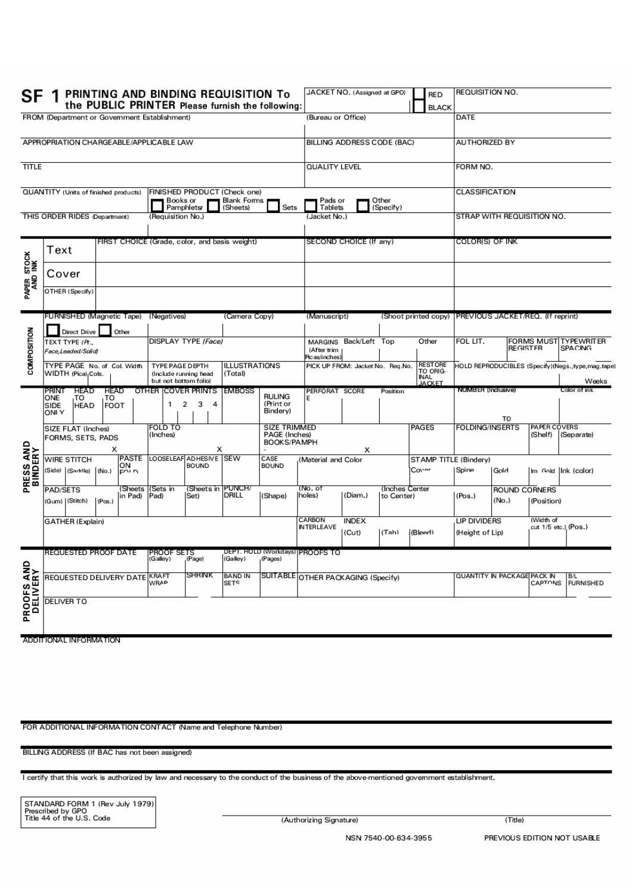# SF 1 PRINTING AND BINDING REQUISITION To the PUBLIC PRINTER Please furnish the following:

| | | |
|---|---|---|
| SF 1 PRINTING AND BINDING REQUISITION To the PUBLIC PRINTER Please furnish the following: | JACKET NO. (Assigned at GPO) ☐ RED ☐ BLACK | REQUISITION NO. |
| FROM (Department or Government Establishment) | (Bureau or Office) | DATE |
| APPROPRIATION CHARGEABLE/APPLICABLE LAW | BILLING ADDRESS CODE (BAC) | AUTHORIZED BY |
| TITLE | QUALITY LEVEL | FORM NO. |
| QUANTITY (Units of finished products) / FINISHED PRODUCT (Check one) ☐ Books or Pamphlets ☐ Blank Forms (Sheets) ☐ Sets ☐ Pads or Tablets ☐ Other (Specify) | | CLASSIFICATION |
| THIS ORDER RIDES (Department) / (Requisition No.) | (Jacket No.) | STRAP WITH REQUISITION NO. |

## PAPER STOCK AND INK

| | FIRST CHOICE (Grade, color, and basis weight) | SECOND CHOICE (If any) | COLOR(S) OF INK |
|---|---|---|---|
| Text | | | |
| Cover | | | |
| OTHER (Specify) | | | |

## COMPOSITION

| | | | | | | | |
|---|---|---|---|---|---|---|---|
| FURNISHED (Magnetic Tape) ☐ Direct Drive ☐ Other | (Negatives) | (Camera Copy) | (Manuscript) | (Shoot printed copy) | PREVIOUS JACKET/REQ. (If reprint) | | |
| TEXT TYPE (Pt., Face, Leaded/Solid) | DISPLAY TYPE (Face) | | MARGINS (After trim Picas/inches) Back/Left / Top / Other | | FOL LIT. | FORMS MUST REGISTER | TYPEWRITER SPACING |
| TYPE PAGE WIDTH (Pica) No. of Cols. / Col. Width | TYPE PAGE DEPTH (Include running head but not bottom folio) | ILLUSTRATIONS (Total) | PICK UP FROM: Jacket No. / Req. No. | RESTORE TO ORIGINAL JACKET | HOLD REPRODUCIBLES (Specify)(Negs., type, mag. tape) Weeks | | |

## PRESS AND BINDERY

| | | | | | | | |
|---|---|---|---|---|---|---|---|
| PRINT ONE SIDE ONLY / HEAD TO HEAD / HEAD TO FOOT / OTHER | COVER PRINTS 1 2 3 4 | EMBOSS | RULING (Print or Bindery) | PERFORATE / SCORE / Position | | NUMBER (Inclusive) TO | Color of ink |
| SIZE FLAT (Inches) FORMS, SETS, PADS x | FOLD TO (Inches) x | | SIZE TRIMMED PAGE (Inches) BOOKS/PAMPH x | | PAGES | FOLDING/INSERTS | PAPER COVERS (Shelf) (Separate) |
| WIRE STITCH (Side) (Saddle) (No.) / PASTE ON FOLD | LOOSELEAF / ADHESIVE BOUND | SEW | CASE BOUND | (Material and Color) | STAMP TITLE (Bindery) Cover / Spine | Gold / Im. Gold | Ink (color) |
| PAD/SETS (Gum) (Stitch) (Pos.) / (Sheets in Pad) | (Sets in Pad) / (Sheets in Set) | PUNCH/DRILL (Shape) | (No. of holes) | (Diam.) / (Inches Center to Center) | (Pos.) | ROUND CORNERS (No.) | (Position) |
| GATHER (Explain) | | | CARBON INTERLEAVE | INDEX (Cut) (Tab) (Bleed) | | LIP DIVIDERS (Height of Lip) | (Width of cut 1/5 etc.) (Pos.) |

## PROOFS AND DELIVERY

| | | | | |
|---|---|---|---|---|
| REQUESTED PROOF DATE | PROOF SETS (Galley) (Page) | DEPT. HOLD (Workdays) (Galley) (Pages) | PROOFS TO | |
| REQUESTED DELIVERY DATE | KRAFT WRAP / SHRINK | BAND IN SETS / SUITABLE | OTHER PACKAGING (Specify) | QUANTITY IN PACKAGE / PACK IN CARTONS / B/L FURNISHED |
| DELIVER TO | | | | |

ADDITIONAL INFORMATION

FOR ADDITIONAL INFORMATION CONTACT (Name and Telephone Number)

BILLING ADDRESS (If BAC has not been assigned)

I certify that this work is authorized by law and necessary to the conduct of the business of the above-mentioned government establishment.

STANDARD FORM 1 (Rev July 1979)
Prescribed by GPO
Title 44 of the U.S. Code

(Authorizing Signature) (Title)

NSN 7540-00-634-3955 PREVIOUS EDITION NOT USABLE